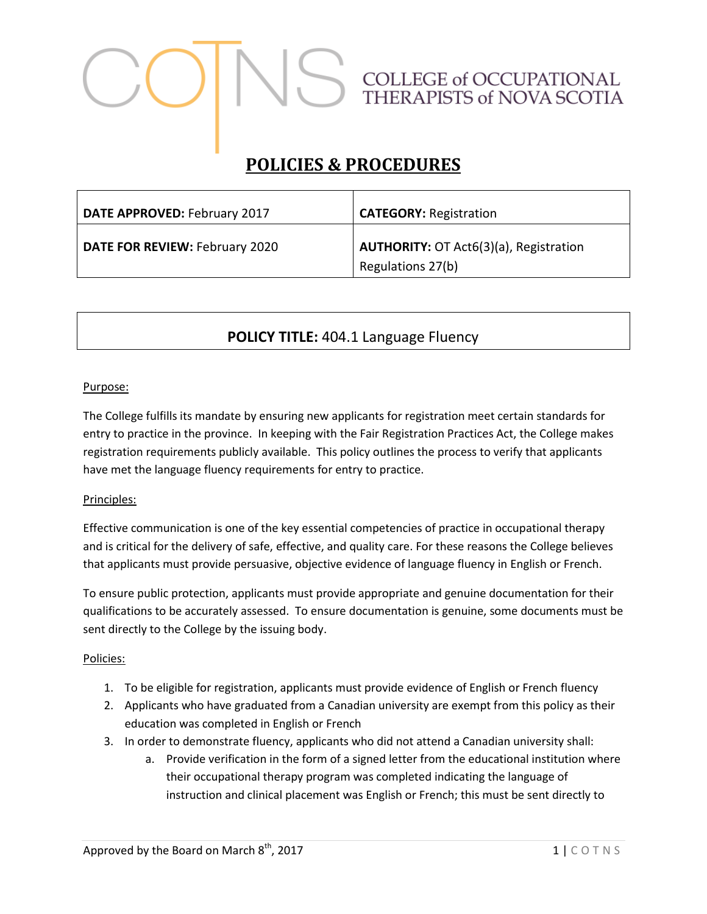COLLEGE of OCCUPATIONAL THERAPISTS of NOVA SCOTIA

# POLICIES & PROCEDURES

| **DATE APPROVED:** February 2017 | **CATEGORY:** Registration |
|---|---|
| **DATE FOR REVIEW:** February 2020 | **AUTHORITY:** OT Act6(3)(a), Registration Regulations 27(b) |

## POLICY TITLE: 404.1 Language Fluency

Purpose:

The College fulfills its mandate by ensuring new applicants for registration meet certain standards for entry to practice in the province. In keeping with the Fair Registration Practices Act, the College makes registration requirements publicly available. This policy outlines the process to verify that applicants have met the language fluency requirements for entry to practice.

Principles:

Effective communication is one of the key essential competencies of practice in occupational therapy and is critical for the delivery of safe, effective, and quality care. For these reasons the College believes that applicants must provide persuasive, objective evidence of language fluency in English or French.

To ensure public protection, applicants must provide appropriate and genuine documentation for their qualifications to be accurately assessed. To ensure documentation is genuine, some documents must be sent directly to the College by the issuing body.

Policies:

1. To be eligible for registration, applicants must provide evidence of English or French fluency
2. Applicants who have graduated from a Canadian university are exempt from this policy as their education was completed in English or French
3. In order to demonstrate fluency, applicants who did not attend a Canadian university shall:
   a. Provide verification in the form of a signed letter from the educational institution where their occupational therapy program was completed indicating the language of instruction and clinical placement was English or French; this must be sent directly to

Approved by the Board on March 8th, 2017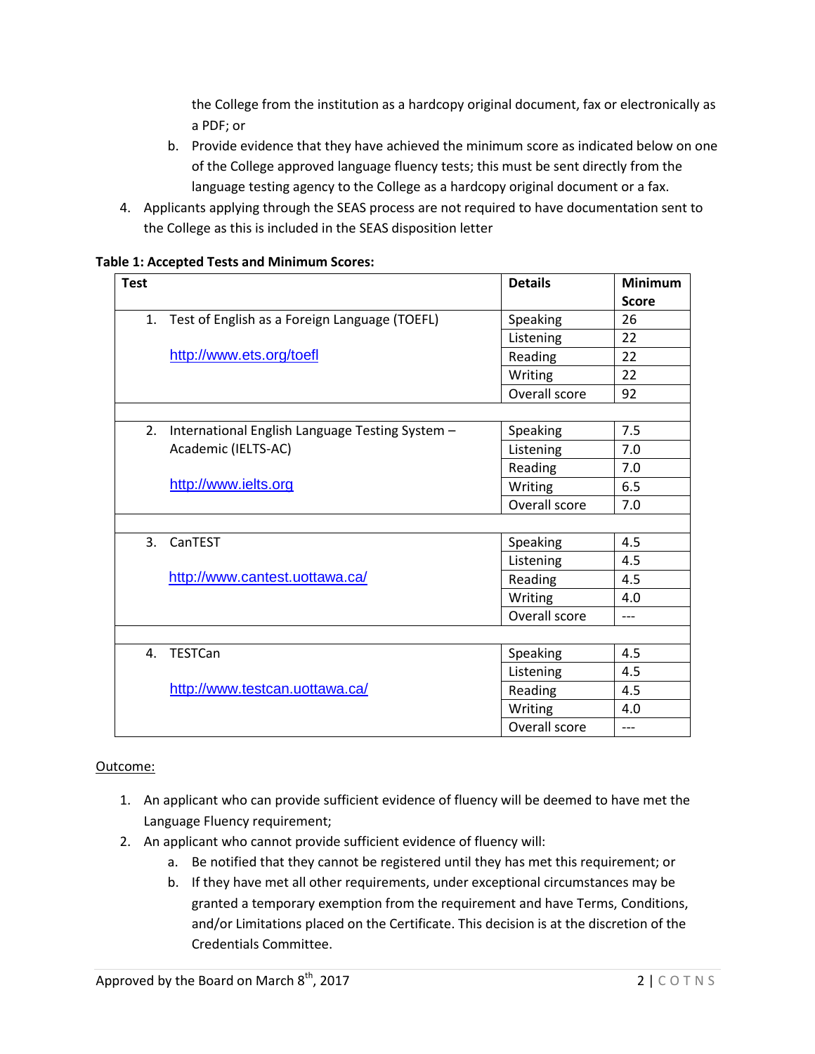the College from the institution as a hardcopy original document, fax or electronically as a PDF; or

   b. Provide evidence that they have achieved the minimum score as indicated below on one of the College approved language fluency tests; this must be sent directly from the language testing agency to the College as a hardcopy original document or a fax.

4. Applicants applying through the SEAS process are not required to have documentation sent to the College as this is included in the SEAS disposition letter

**Table 1: Accepted Tests and Minimum Scores:**

| Test | Details | Minimum Score |
|---|---|---|
| 1. Test of English as a Foreign Language (TOEFL) | Speaking | 26 |
| http://www.ets.org/toefl | Listening | 22 |
| | Reading | 22 |
| | Writing | 22 |
| | Overall score | 92 |
| | | |
| 2. International English Language Testing System – Academic (IELTS-AC) | Speaking | 7.5 |
| http://www.ielts.org | Listening | 7.0 |
| | Reading | 7.0 |
| | Writing | 6.5 |
| | Overall score | 7.0 |
| | | |
| 3. CanTEST | Speaking | 4.5 |
| http://www.cantest.uottawa.ca/ | Listening | 4.5 |
| | Reading | 4.5 |
| | Writing | 4.0 |
| | Overall score | --- |
| | | |
| 4. TESTCan | Speaking | 4.5 |
| http://www.testcan.uottawa.ca/ | Listening | 4.5 |
| | Reading | 4.5 |
| | Writing | 4.0 |
| | Overall score | --- |

Outcome:

1. An applicant who can provide sufficient evidence of fluency will be deemed to have met the Language Fluency requirement;
2. An applicant who cannot provide sufficient evidence of fluency will:
   a. Be notified that they cannot be registered until they has met this requirement; or
   b. If they have met all other requirements, under exceptional circumstances may be granted a temporary exemption from the requirement and have Terms, Conditions, and/or Limitations placed on the Certificate. This decision is at the discretion of the Credentials Committee.

Approved by the Board on March 8th, 2017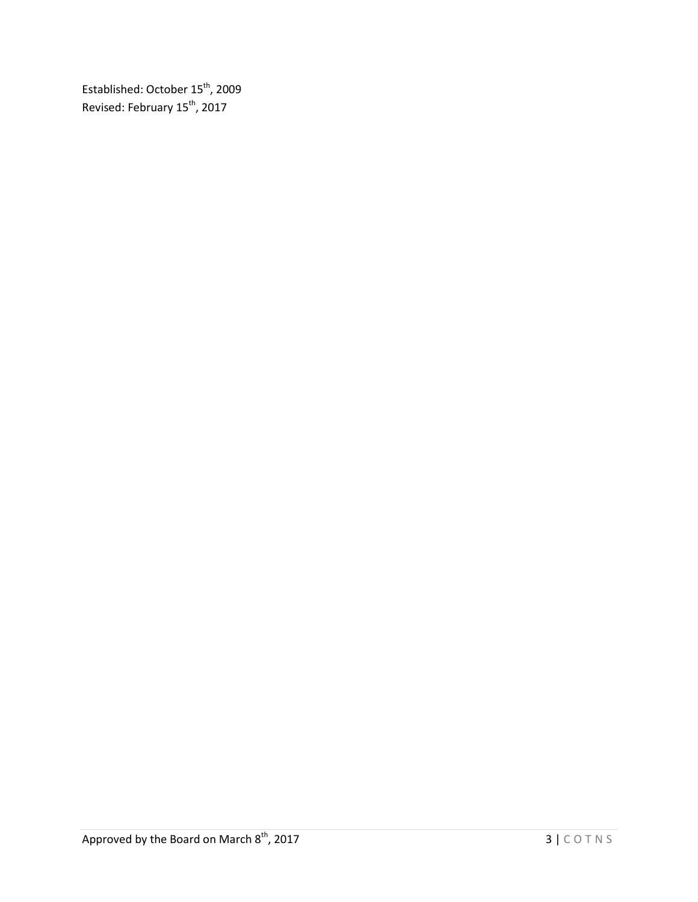Established: October 15th, 2009
Revised: February 15th, 2017